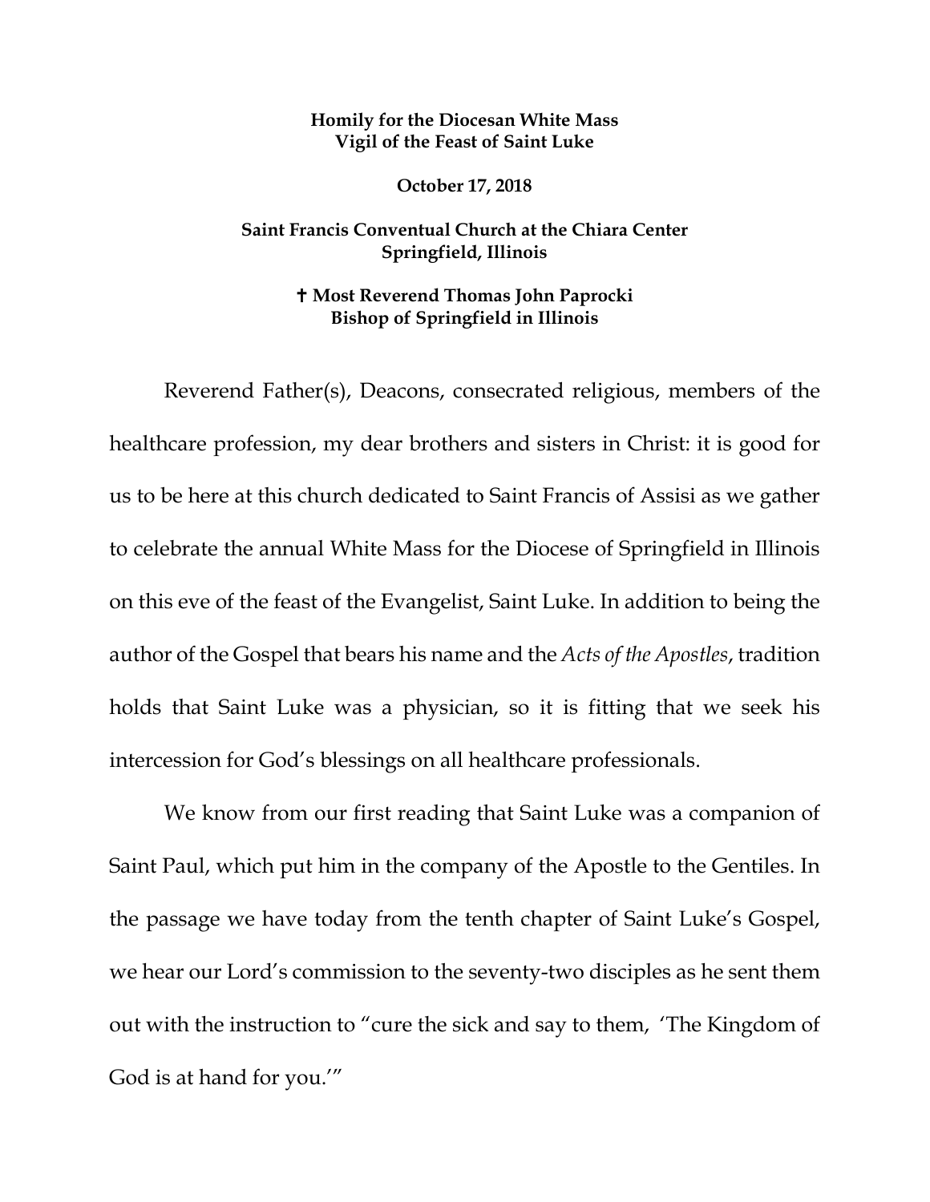**Homily for the Diocesan White Mass**
**Vigil of the Feast of Saint Luke**

**October 17, 2018**

**Saint Francis Conventual Church at the Chiara Center**
**Springfield, Illinois**

**✝ Most Reverend Thomas John Paprocki**
**Bishop of Springfield in Illinois**

Reverend Father(s), Deacons, consecrated religious, members of the healthcare profession, my dear brothers and sisters in Christ: it is good for us to be here at this church dedicated to Saint Francis of Assisi as we gather to celebrate the annual White Mass for the Diocese of Springfield in Illinois on this eve of the feast of the Evangelist, Saint Luke. In addition to being the author of the Gospel that bears his name and the *Acts of the Apostles*, tradition holds that Saint Luke was a physician, so it is fitting that we seek his intercession for God's blessings on all healthcare professionals.

We know from our first reading that Saint Luke was a companion of Saint Paul, which put him in the company of the Apostle to the Gentiles. In the passage we have today from the tenth chapter of Saint Luke's Gospel, we hear our Lord's commission to the seventy-two disciples as he sent them out with the instruction to "cure the sick and say to them, 'The Kingdom of God is at hand for you.'"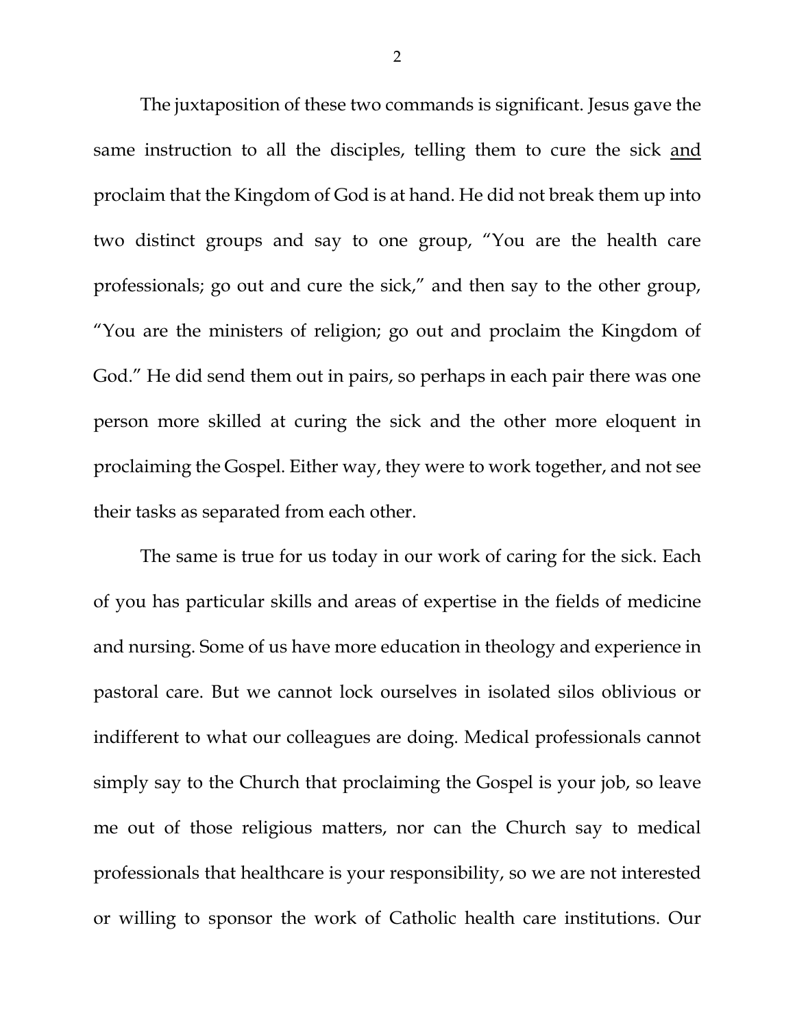The juxtaposition of these two commands is significant. Jesus gave the same instruction to all the disciples, telling them to cure the sick <u>and</u> proclaim that the Kingdom of God is at hand. He did not break them up into two distinct groups and say to one group, "You are the health care professionals; go out and cure the sick," and then say to the other group, "You are the ministers of religion; go out and proclaim the Kingdom of God." He did send them out in pairs, so perhaps in each pair there was one person more skilled at curing the sick and the other more eloquent in proclaiming the Gospel. Either way, they were to work together, and not see their tasks as separated from each other.

The same is true for us today in our work of caring for the sick. Each of you has particular skills and areas of expertise in the fields of medicine and nursing. Some of us have more education in theology and experience in pastoral care. But we cannot lock ourselves in isolated silos oblivious or indifferent to what our colleagues are doing. Medical professionals cannot simply say to the Church that proclaiming the Gospel is your job, so leave me out of those religious matters, nor can the Church say to medical professionals that healthcare is your responsibility, so we are not interested or willing to sponsor the work of Catholic health care institutions. Our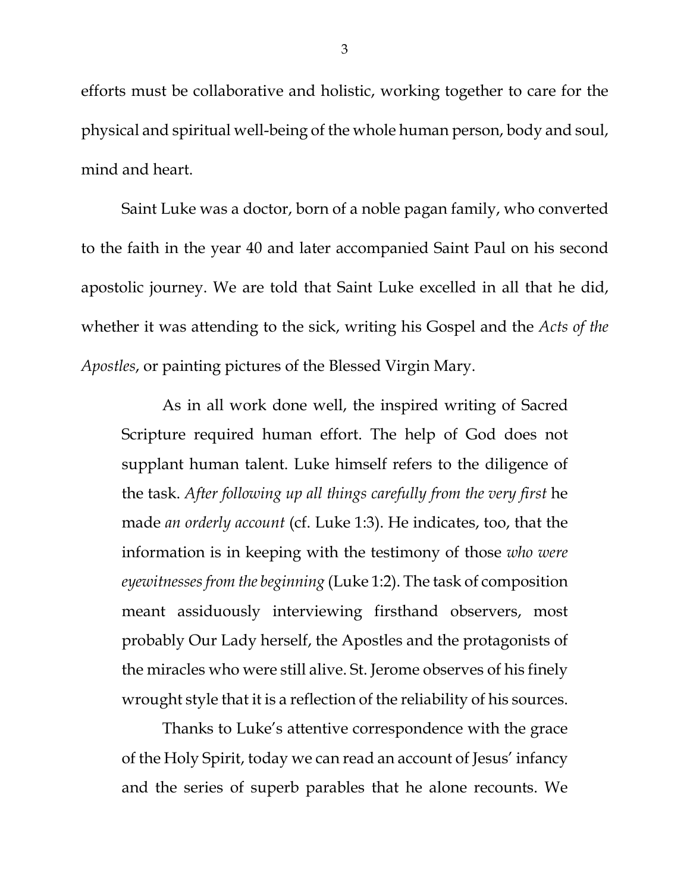efforts must be collaborative and holistic, working together to care for the physical and spiritual well-being of the whole human person, body and soul, mind and heart.

Saint Luke was a doctor, born of a noble pagan family, who converted to the faith in the year 40 and later accompanied Saint Paul on his second apostolic journey. We are told that Saint Luke excelled in all that he did, whether it was attending to the sick, writing his Gospel and the *Acts of the Apostles*, or painting pictures of the Blessed Virgin Mary.

> As in all work done well, the inspired writing of Sacred Scripture required human effort. The help of God does not supplant human talent. Luke himself refers to the diligence of the task. *After following up all things carefully from the very first* he made *an orderly account* (cf. Luke 1:3). He indicates, too, that the information is in keeping with the testimony of those *who were eyewitnesses from the beginning* (Luke 1:2). The task of composition meant assiduously interviewing firsthand observers, most probably Our Lady herself, the Apostles and the protagonists of the miracles who were still alive. St. Jerome observes of his finely wrought style that it is a reflection of the reliability of his sources.
>
> Thanks to Luke's attentive correspondence with the grace of the Holy Spirit, today we can read an account of Jesus' infancy and the series of superb parables that he alone recounts. We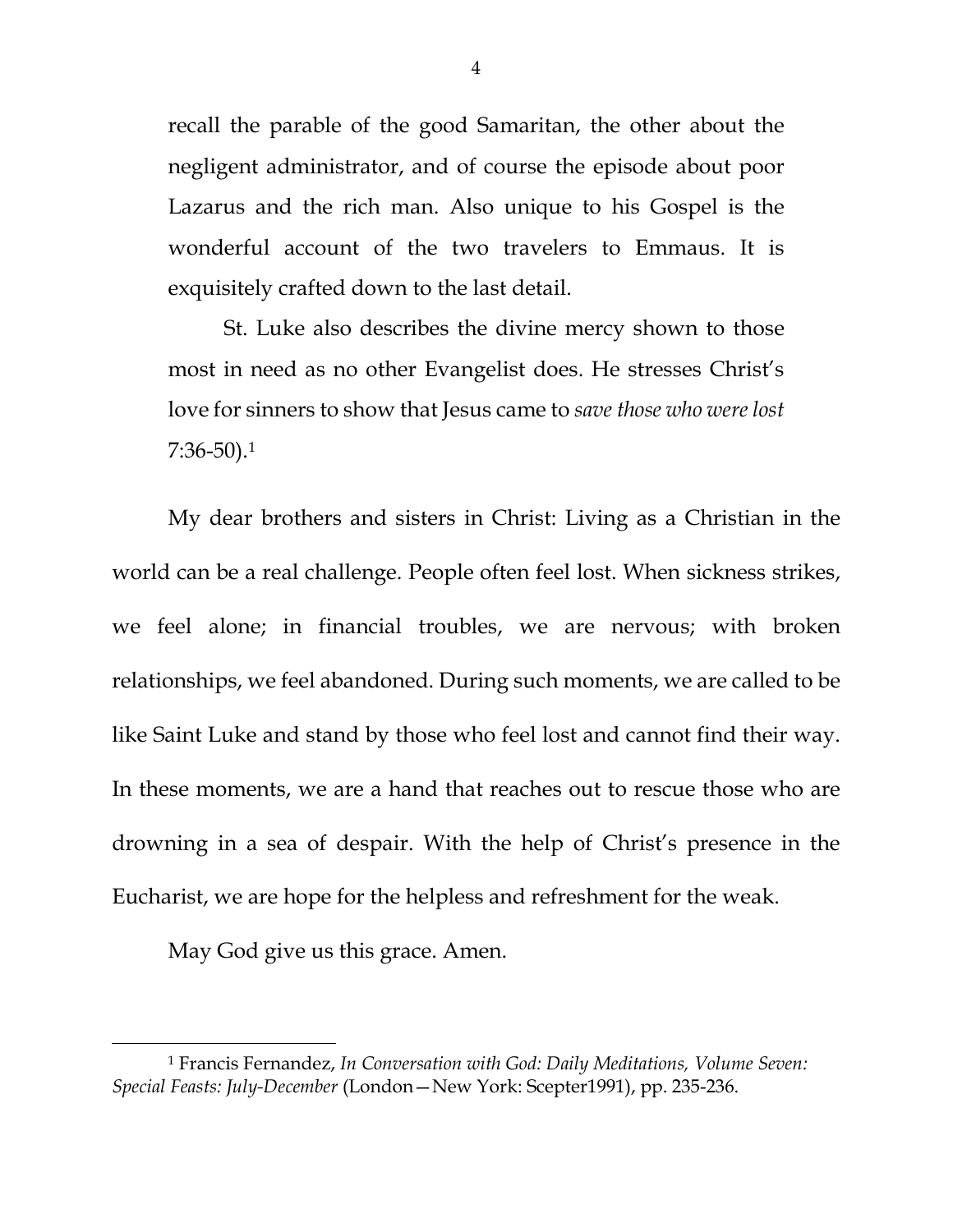recall the parable of the good Samaritan, the other about the negligent administrator, and of course the episode about poor Lazarus and the rich man. Also unique to his Gospel is the wonderful account of the two travelers to Emmaus. It is exquisitely crafted down to the last detail.

St. Luke also describes the divine mercy shown to those most in need as no other Evangelist does. He stresses Christ's love for sinners to show that Jesus came to *save those who were lost* 7:36-50).[1]

My dear brothers and sisters in Christ: Living as a Christian in the world can be a real challenge. People often feel lost. When sickness strikes, we feel alone; in financial troubles, we are nervous; with broken relationships, we feel abandoned. During such moments, we are called to be like Saint Luke and stand by those who feel lost and cannot find their way. In these moments, we are a hand that reaches out to rescue those who are drowning in a sea of despair. With the help of Christ's presence in the Eucharist, we are hope for the helpless and refreshment for the weak.

May God give us this grace. Amen.

---

[1] Francis Fernandez, *In Conversation with God: Daily Meditations, Volume Seven: Special Feasts: July-December* (London—New York: Scepter1991), pp. 235-236.